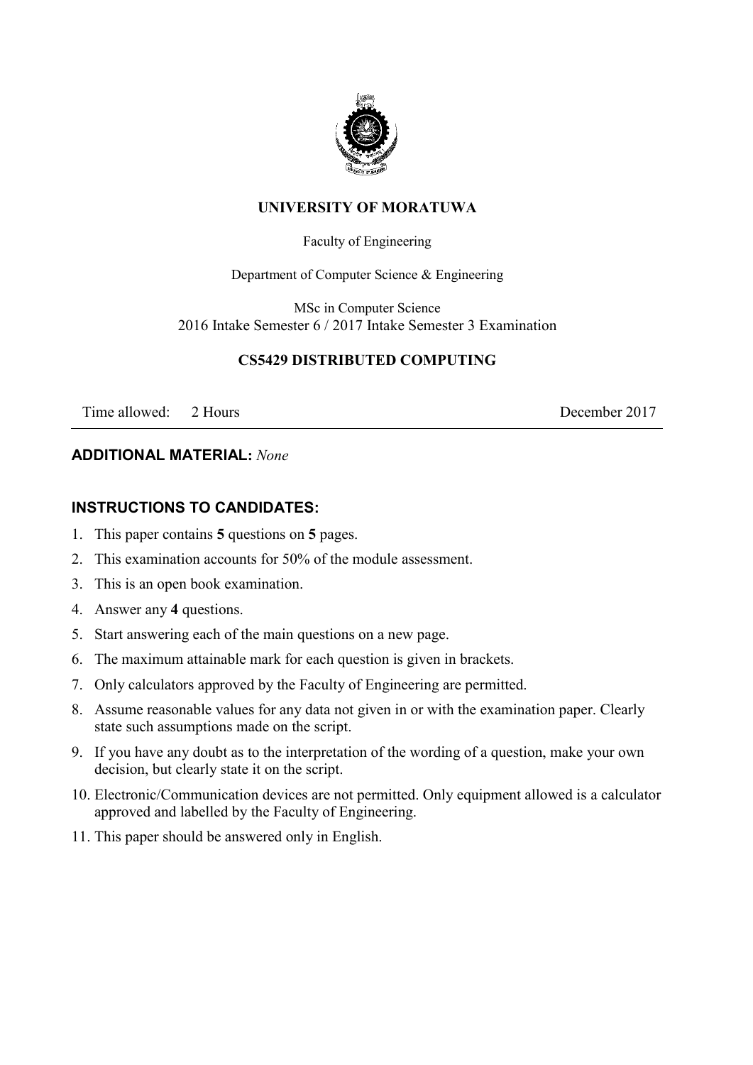# UNIVERSITY OF MORATUWA

Faculty of Engineering

Department of Computer Science & Engineering

MSc in Computer Science
2016 Intake Semester 6 / 2017 Intake Semester 3 Examination

## CS5429 DISTRIBUTED COMPUTING

Time allowed: 2 Hours December 2017

---

**ADDITIONAL MATERIAL:** *None*

**INSTRUCTIONS TO CANDIDATES:**

1. This paper contains **5** questions on **5** pages.
2. This examination accounts for 50% of the module assessment.
3. This is an open book examination.
4. Answer any **4** questions.
5. Start answering each of the main questions on a new page.
6. The maximum attainable mark for each question is given in brackets.
7. Only calculators approved by the Faculty of Engineering are permitted.
8. Assume reasonable values for any data not given in or with the examination paper. Clearly state such assumptions made on the script.
9. If you have any doubt as to the interpretation of the wording of a question, make your own decision, but clearly state it on the script.
10. Electronic/Communication devices are not permitted. Only equipment allowed is a calculator approved and labelled by the Faculty of Engineering.
11. This paper should be answered only in English.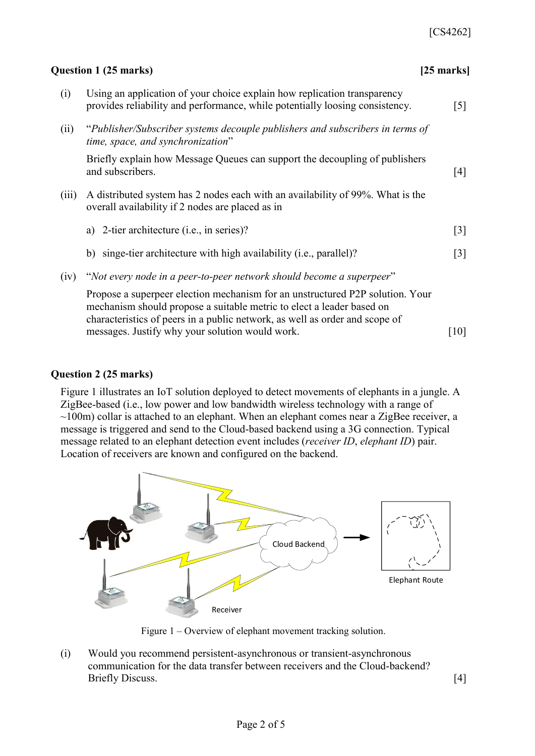## Question 1 (25 marks) **[25 marks]**

(i) Using an application of your choice explain how replication transparency provides reliability and performance, while potentially loosing consistency. [5]

(ii) "*Publisher/Subscriber systems decouple publishers and subscribers in terms of time, space, and synchronization*"

Briefly explain how Message Queues can support the decoupling of publishers and subscribers. [4]

(iii) A distributed system has 2 nodes each with an availability of 99%. What is the overall availability if 2 nodes are placed as in

a) 2-tier architecture (i.e., in series)? [3]

b) singe-tier architecture with high availability (i.e., parallel)? [3]

(iv) "*Not every node in a peer-to-peer network should become a superpeer*"

Propose a superpeer election mechanism for an unstructured P2P solution. Your mechanism should propose a suitable metric to elect a leader based on characteristics of peers in a public network, as well as order and scope of messages. Justify why your solution would work. [10]

## Question 2 (25 marks)

Figure 1 illustrates an IoT solution deployed to detect movements of elephants in a jungle. A ZigBee-based (i.e., low power and low bandwidth wireless technology with a range of ~100m) collar is attached to an elephant. When an elephant comes near a ZigBee receiver, a message is triggered and send to the Cloud-based backend using a 3G connection. Typical message related to an elephant detection event includes (*receiver ID*, *elephant ID*) pair. Location of receivers are known and configured on the backend.

Figure 1 – Overview of elephant movement tracking solution.

(i) Would you recommend persistent-asynchronous or transient-asynchronous communication for the data transfer between receivers and the Cloud-backend? Briefly Discuss. [4]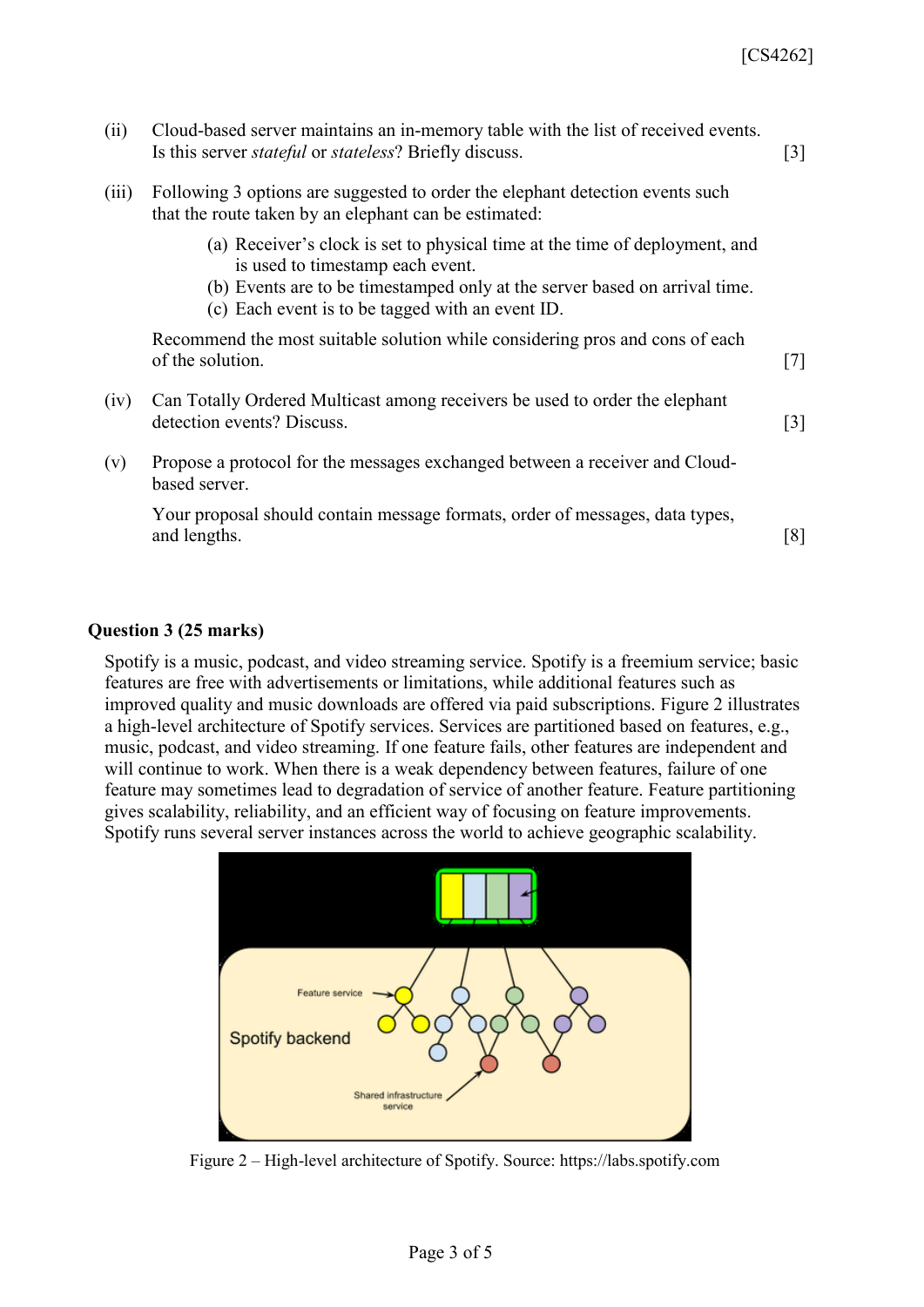(ii) Cloud-based server maintains an in-memory table with the list of received events. Is this server *stateful* or *stateless*? Briefly discuss. [3]

(iii) Following 3 options are suggested to order the elephant detection events such that the route taken by an elephant can be estimated:

(a) Receiver's clock is set to physical time at the time of deployment, and is used to timestamp each event.
(b) Events are to be timestamped only at the server based on arrival time.
(c) Each event is to be tagged with an event ID.

Recommend the most suitable solution while considering pros and cons of each of the solution. [7]

(iv) Can Totally Ordered Multicast among receivers be used to order the elephant detection events? Discuss. [3]

(v) Propose a protocol for the messages exchanged between a receiver and Cloud-based server.

Your proposal should contain message formats, order of messages, data types, and lengths. [8]

**Question 3 (25 marks)**

Spotify is a music, podcast, and video streaming service. Spotify is a freemium service; basic features are free with advertisements or limitations, while additional features such as improved quality and music downloads are offered via paid subscriptions. Figure 2 illustrates a high-level architecture of Spotify services. Services are partitioned based on features, e.g., music, podcast, and video streaming. If one feature fails, other features are independent and will continue to work. When there is a weak dependency between features, failure of one feature may sometimes lead to degradation of service of another feature. Feature partitioning gives scalability, reliability, and an efficient way of focusing on feature improvements. Spotify runs several server instances across the world to achieve geographic scalability.

Figure 2 – High-level architecture of Spotify. Source: https://labs.spotify.com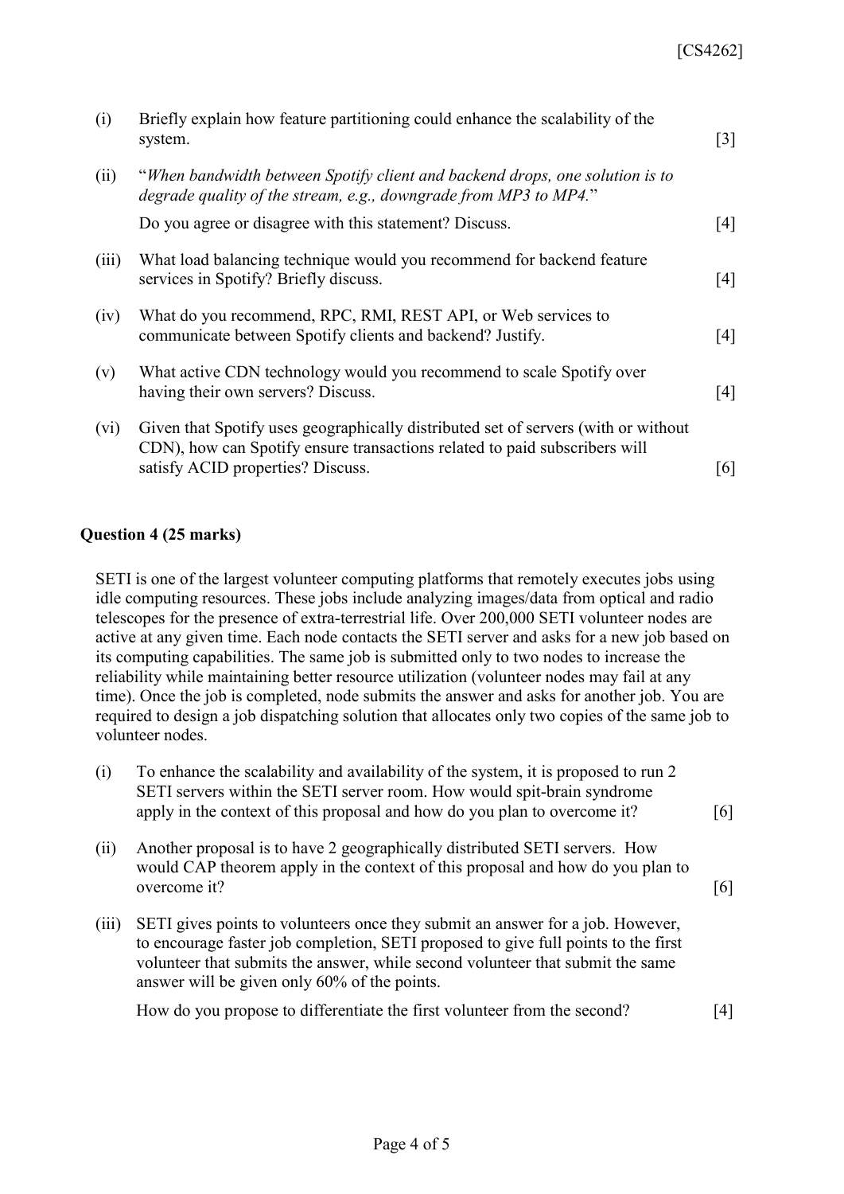(i) Briefly explain how feature partitioning could enhance the scalability of the system. [3]

(ii) "*When bandwidth between Spotify client and backend drops, one solution is to degrade quality of the stream, e.g., downgrade from MP3 to MP4.*"

Do you agree or disagree with this statement? Discuss. [4]

(iii) What load balancing technique would you recommend for backend feature services in Spotify? Briefly discuss. [4]

(iv) What do you recommend, RPC, RMI, REST API, or Web services to communicate between Spotify clients and backend? Justify. [4]

(v) What active CDN technology would you recommend to scale Spotify over having their own servers? Discuss. [4]

(vi) Given that Spotify uses geographically distributed set of servers (with or without CDN), how can Spotify ensure transactions related to paid subscribers will satisfy ACID properties? Discuss. [6]

**Question 4 (25 marks)**

SETI is one of the largest volunteer computing platforms that remotely executes jobs using idle computing resources. These jobs include analyzing images/data from optical and radio telescopes for the presence of extra-terrestrial life. Over 200,000 SETI volunteer nodes are active at any given time. Each node contacts the SETI server and asks for a new job based on its computing capabilities. The same job is submitted only to two nodes to increase the reliability while maintaining better resource utilization (volunteer nodes may fail at any time). Once the job is completed, node submits the answer and asks for another job. You are required to design a job dispatching solution that allocates only two copies of the same job to volunteer nodes.

(i) To enhance the scalability and availability of the system, it is proposed to run 2 SETI servers within the SETI server room. How would spit-brain syndrome apply in the context of this proposal and how do you plan to overcome it? [6]

(ii) Another proposal is to have 2 geographically distributed SETI servers. How would CAP theorem apply in the context of this proposal and how do you plan to overcome it? [6]

(iii) SETI gives points to volunteers once they submit an answer for a job. However, to encourage faster job completion, SETI proposed to give full points to the first volunteer that submits the answer, while second volunteer that submit the same answer will be given only 60% of the points.

How do you propose to differentiate the first volunteer from the second? [4]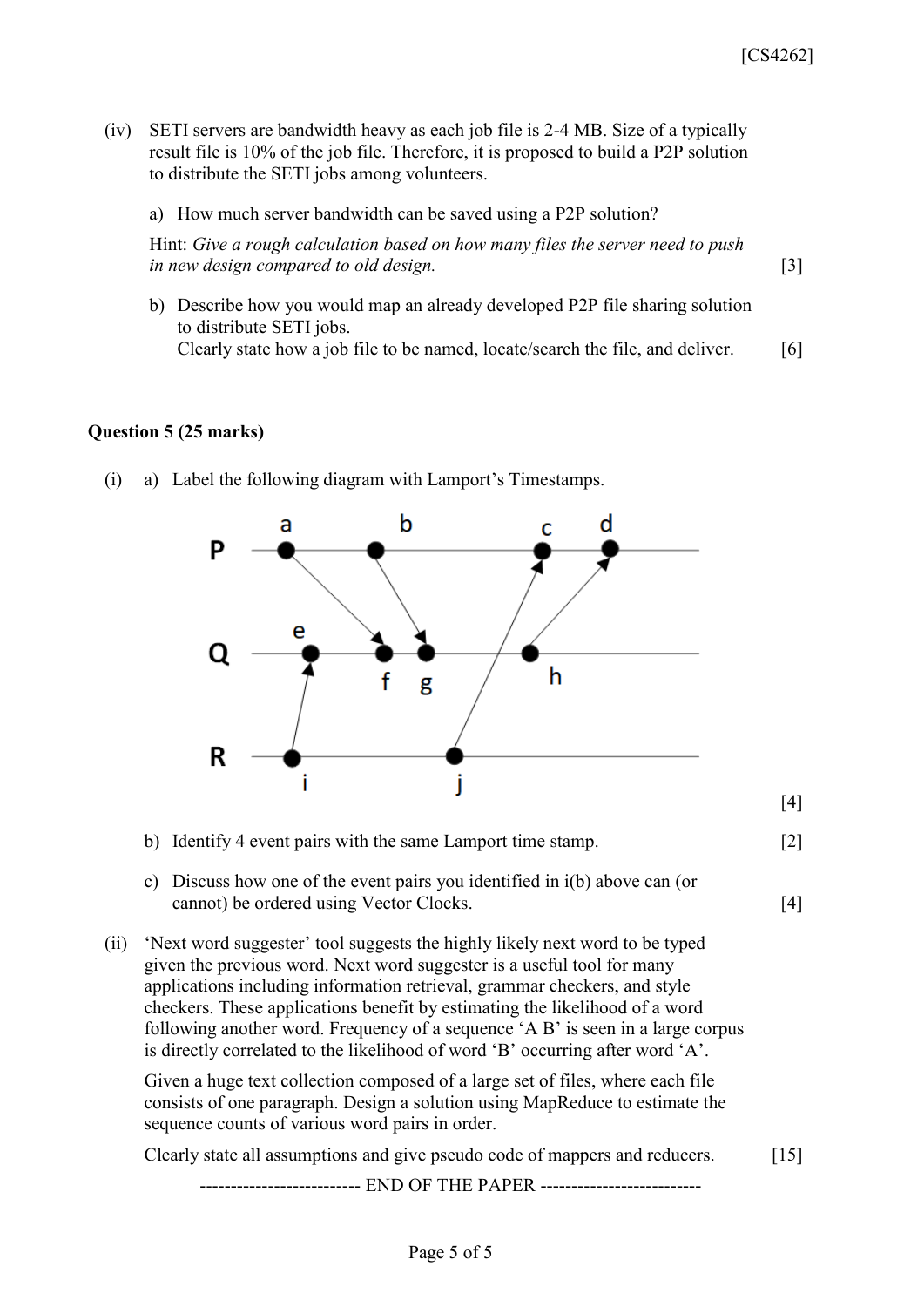(iv) SETI servers are bandwidth heavy as each job file is 2-4 MB. Size of a typically result file is 10% of the job file. Therefore, it is proposed to build a P2P solution to distribute the SETI jobs among volunteers.

a) How much server bandwidth can be saved using a P2P solution?

Hint: *Give a rough calculation based on how many files the server need to push in new design compared to old design.* [3]

b) Describe how you would map an already developed P2P file sharing solution to distribute SETI jobs.
Clearly state how a job file to be named, locate/search the file, and deliver. [6]

**Question 5 (25 marks)**

(i) a) Label the following diagram with Lamport's Timestamps.

P
a
b
c
d
Q
e
f
g
h
R
i
j

[4]

b) Identify 4 event pairs with the same Lamport time stamp. [2]

c) Discuss how one of the event pairs you identified in i(b) above can (or cannot) be ordered using Vector Clocks. [4]

(ii) 'Next word suggester' tool suggests the highly likely next word to be typed given the previous word. Next word suggester is a useful tool for many applications including information retrieval, grammar checkers, and style checkers. These applications benefit by estimating the likelihood of a word following another word. Frequency of a sequence 'A B' is seen in a large corpus is directly correlated to the likelihood of word 'B' occurring after word 'A'.

Given a huge text collection composed of a large set of files, where each file consists of one paragraph. Design a solution using MapReduce to estimate the sequence counts of various word pairs in order.

Clearly state all assumptions and give pseudo code of mappers and reducers. [15]

------------------------- END OF THE PAPER -------------------------